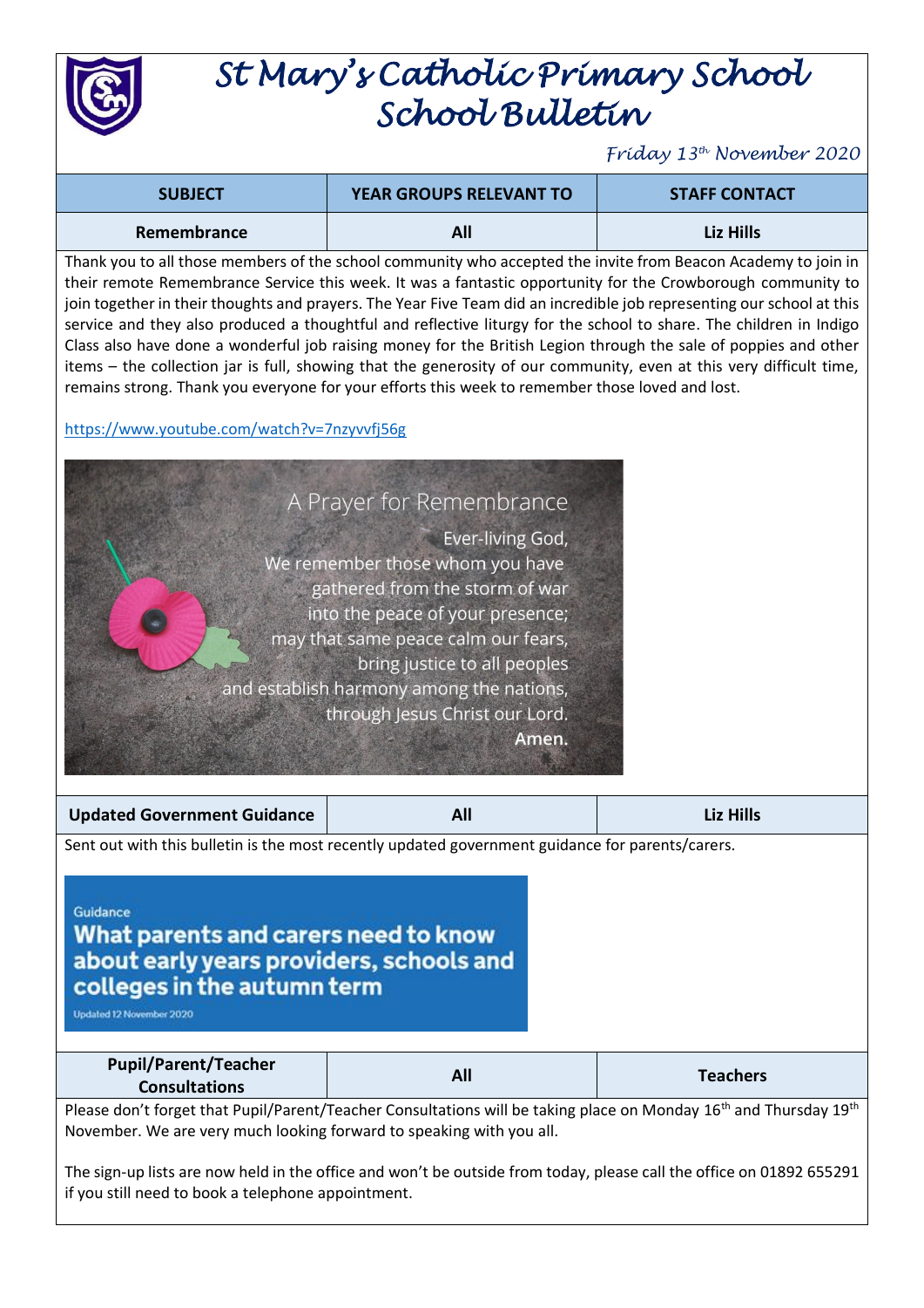# St Mary's Catholic Primary School
# School Bulletin

*Friday 13th November 2020*

| SUBJECT | YEAR GROUPS RELEVANT TO | STAFF CONTACT |
|---|---|---|
| Remembrance | All | Liz Hills |

Thank you to all those members of the school community who accepted the invite from Beacon Academy to join in their remote Remembrance Service this week. It was a fantastic opportunity for the Crowborough community to join together in their thoughts and prayers. The Year Five Team did an incredible job representing our school at this service and they also produced a thoughtful and reflective liturgy for the school to share. The children in Indigo Class also have done a wonderful job raising money for the British Legion through the sale of poppies and other items – the collection jar is full, showing that the generosity of our community, even at this very difficult time, remains strong. Thank you everyone for your efforts this week to remember those loved and lost.

https://www.youtube.com/watch?v=7nzyvvfj56g

A Prayer for Remembrance

Ever-living God,
We remember those whom you have
gathered from the storm of war
into the peace of your presence;
may that same peace calm our fears,
bring justice to all peoples
and establish harmony among the nations,
through Jesus Christ our Lord.
**Amen.**

| Updated Government Guidance | All | Liz Hills |
|---|---|---|

Sent out with this bulletin is the most recently updated government guidance for parents/carers.

Guidance

**What parents and carers need to know about early years providers, schools and colleges in the autumn term**

Updated 12 November 2020

| Pupil/Parent/Teacher Consultations | All | Teachers |
|---|---|---|

Please don't forget that Pupil/Parent/Teacher Consultations will be taking place on Monday 16th and Thursday 19th November. We are very much looking forward to speaking with you all.

The sign-up lists are now held in the office and won't be outside from today, please call the office on 01892 655291 if you still need to book a telephone appointment.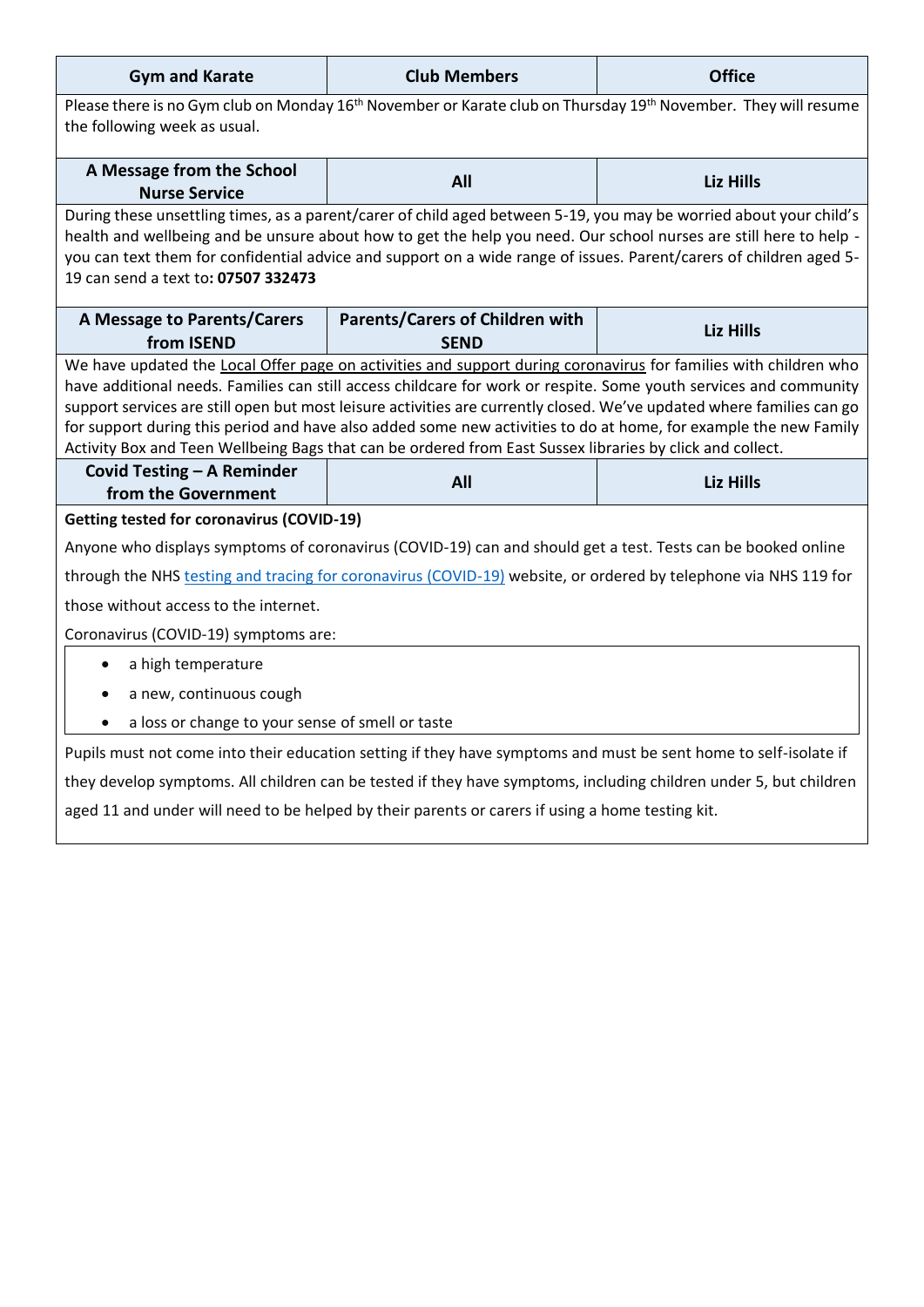| Gym and Karate | Club Members | Office |
|---|---|---|

Please there is no Gym club on Monday 16th November or Karate club on Thursday 19th November. They will resume the following week as usual.

| A Message from the School Nurse Service | All | Liz Hills |
|---|---|---|

During these unsettling times, as a parent/carer of child aged between 5-19, you may be worried about your child's health and wellbeing and be unsure about how to get the help you need. Our school nurses are still here to help - you can text them for confidential advice and support on a wide range of issues. Parent/carers of children aged 5-19 can send a text to**: 07507 332473**

| A Message to Parents/Carers from ISEND | Parents/Carers of Children with SEND | Liz Hills |
|---|---|---|

We have updated the Local Offer page on activities and support during coronavirus for families with children who have additional needs. Families can still access childcare for work or respite. Some youth services and community support services are still open but most leisure activities are currently closed. We've updated where families can go for support during this period and have also added some new activities to do at home, for example the new Family Activity Box and Teen Wellbeing Bags that can be ordered from East Sussex libraries by click and collect.

| Covid Testing – A Reminder from the Government | All | Liz Hills |
|---|---|---|

**Getting tested for coronavirus (COVID-19)**

Anyone who displays symptoms of coronavirus (COVID-19) can and should get a test. Tests can be booked online through the NHS testing and tracing for coronavirus (COVID-19) website, or ordered by telephone via NHS 119 for those without access to the internet.

Coronavirus (COVID-19) symptoms are:

- a high temperature
- a new, continuous cough
- a loss or change to your sense of smell or taste

Pupils must not come into their education setting if they have symptoms and must be sent home to self-isolate if they develop symptoms. All children can be tested if they have symptoms, including children under 5, but children aged 11 and under will need to be helped by their parents or carers if using a home testing kit.